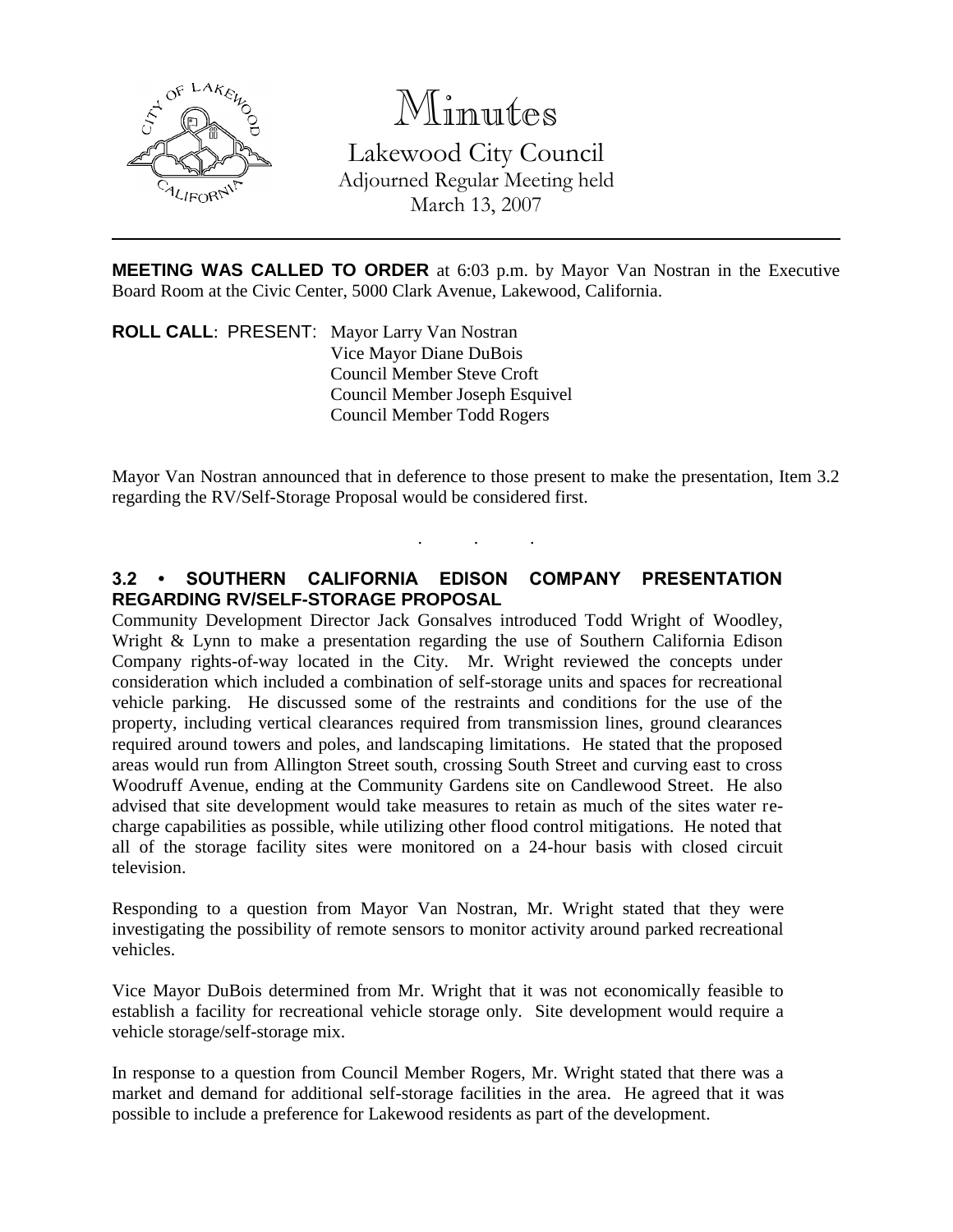# Minutes

Lakewood City Council
Adjourned Regular Meeting held
March 13, 2007

---

**MEETING WAS CALLED TO ORDER** at 6:03 p.m. by Mayor Van Nostran in the Executive Board Room at the Civic Center, 5000 Clark Avenue, Lakewood, California.

**ROLL CALL**: PRESENT: Mayor Larry Van Nostran
Vice Mayor Diane DuBois
Council Member Steve Croft
Council Member Joseph Esquivel
Council Member Todd Rogers

Mayor Van Nostran announced that in deference to those present to make the presentation, Item 3.2 regarding the RV/Self-Storage Proposal would be considered first.

. . .

**3.2 • SOUTHERN CALIFORNIA EDISON COMPANY PRESENTATION REGARDING RV/SELF-STORAGE PROPOSAL**

Community Development Director Jack Gonsalves introduced Todd Wright of Woodley, Wright & Lynn to make a presentation regarding the use of Southern California Edison Company rights-of-way located in the City. Mr. Wright reviewed the concepts under consideration which included a combination of self-storage units and spaces for recreational vehicle parking. He discussed some of the restraints and conditions for the use of the property, including vertical clearances required from transmission lines, ground clearances required around towers and poles, and landscaping limitations. He stated that the proposed areas would run from Allington Street south, crossing South Street and curving east to cross Woodruff Avenue, ending at the Community Gardens site on Candlewood Street. He also advised that site development would take measures to retain as much of the sites water re-charge capabilities as possible, while utilizing other flood control mitigations. He noted that all of the storage facility sites were monitored on a 24-hour basis with closed circuit television.

Responding to a question from Mayor Van Nostran, Mr. Wright stated that they were investigating the possibility of remote sensors to monitor activity around parked recreational vehicles.

Vice Mayor DuBois determined from Mr. Wright that it was not economically feasible to establish a facility for recreational vehicle storage only. Site development would require a vehicle storage/self-storage mix.

In response to a question from Council Member Rogers, Mr. Wright stated that there was a market and demand for additional self-storage facilities in the area. He agreed that it was possible to include a preference for Lakewood residents as part of the development.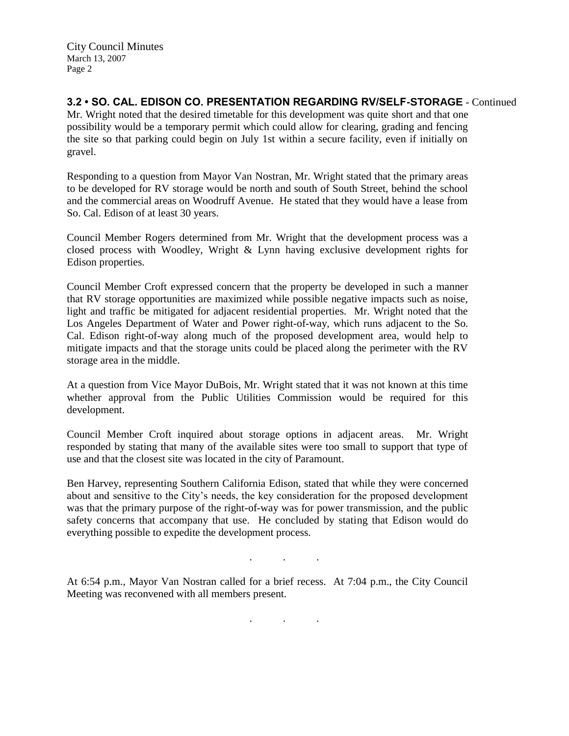**3.2 • SO. CAL. EDISON CO. PRESENTATION REGARDING RV/SELF-STORAGE** - Continued

Mr. Wright noted that the desired timetable for this development was quite short and that one possibility would be a temporary permit which could allow for clearing, grading and fencing the site so that parking could begin on July 1st within a secure facility, even if initially on gravel.

Responding to a question from Mayor Van Nostran, Mr. Wright stated that the primary areas to be developed for RV storage would be north and south of South Street, behind the school and the commercial areas on Woodruff Avenue. He stated that they would have a lease from So. Cal. Edison of at least 30 years.

Council Member Rogers determined from Mr. Wright that the development process was a closed process with Woodley, Wright & Lynn having exclusive development rights for Edison properties.

Council Member Croft expressed concern that the property be developed in such a manner that RV storage opportunities are maximized while possible negative impacts such as noise, light and traffic be mitigated for adjacent residential properties. Mr. Wright noted that the Los Angeles Department of Water and Power right-of-way, which runs adjacent to the So. Cal. Edison right-of-way along much of the proposed development area, would help to mitigate impacts and that the storage units could be placed along the perimeter with the RV storage area in the middle.

At a question from Vice Mayor DuBois, Mr. Wright stated that it was not known at this time whether approval from the Public Utilities Commission would be required for this development.

Council Member Croft inquired about storage options in adjacent areas. Mr. Wright responded by stating that many of the available sites were too small to support that type of use and that the closest site was located in the city of Paramount.

Ben Harvey, representing Southern California Edison, stated that while they were concerned about and sensitive to the City's needs, the key consideration for the proposed development was that the primary purpose of the right-of-way was for power transmission, and the public safety concerns that accompany that use. He concluded by stating that Edison would do everything possible to expedite the development process.

. . .

At 6:54 p.m., Mayor Van Nostran called for a brief recess. At 7:04 p.m., the City Council Meeting was reconvened with all members present.

. . .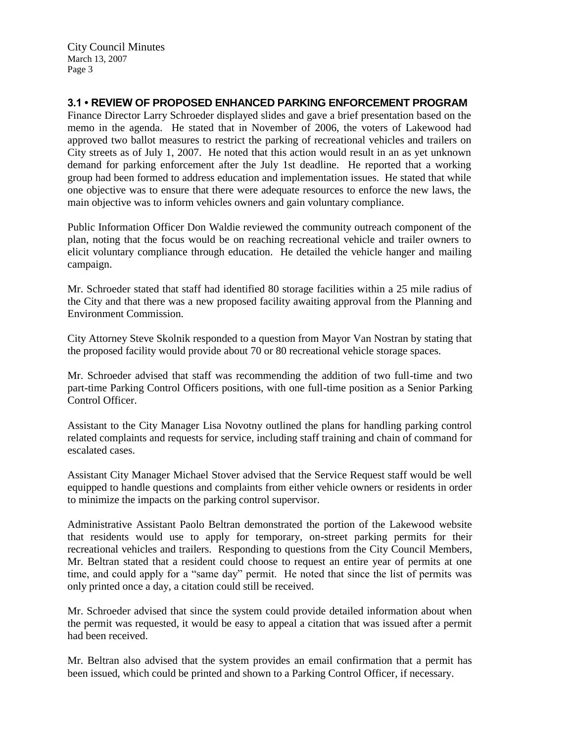### 3.1 • REVIEW OF PROPOSED ENHANCED PARKING ENFORCEMENT PROGRAM

Finance Director Larry Schroeder displayed slides and gave a brief presentation based on the memo in the agenda. He stated that in November of 2006, the voters of Lakewood had approved two ballot measures to restrict the parking of recreational vehicles and trailers on City streets as of July 1, 2007. He noted that this action would result in an as yet unknown demand for parking enforcement after the July 1st deadline. He reported that a working group had been formed to address education and implementation issues. He stated that while one objective was to ensure that there were adequate resources to enforce the new laws, the main objective was to inform vehicles owners and gain voluntary compliance.

Public Information Officer Don Waldie reviewed the community outreach component of the plan, noting that the focus would be on reaching recreational vehicle and trailer owners to elicit voluntary compliance through education. He detailed the vehicle hanger and mailing campaign.

Mr. Schroeder stated that staff had identified 80 storage facilities within a 25 mile radius of the City and that there was a new proposed facility awaiting approval from the Planning and Environment Commission.

City Attorney Steve Skolnik responded to a question from Mayor Van Nostran by stating that the proposed facility would provide about 70 or 80 recreational vehicle storage spaces.

Mr. Schroeder advised that staff was recommending the addition of two full-time and two part-time Parking Control Officers positions, with one full-time position as a Senior Parking Control Officer.

Assistant to the City Manager Lisa Novotny outlined the plans for handling parking control related complaints and requests for service, including staff training and chain of command for escalated cases.

Assistant City Manager Michael Stover advised that the Service Request staff would be well equipped to handle questions and complaints from either vehicle owners or residents in order to minimize the impacts on the parking control supervisor.

Administrative Assistant Paolo Beltran demonstrated the portion of the Lakewood website that residents would use to apply for temporary, on-street parking permits for their recreational vehicles and trailers. Responding to questions from the City Council Members, Mr. Beltran stated that a resident could choose to request an entire year of permits at one time, and could apply for a "same day" permit. He noted that since the list of permits was only printed once a day, a citation could still be received.

Mr. Schroeder advised that since the system could provide detailed information about when the permit was requested, it would be easy to appeal a citation that was issued after a permit had been received.

Mr. Beltran also advised that the system provides an email confirmation that a permit has been issued, which could be printed and shown to a Parking Control Officer, if necessary.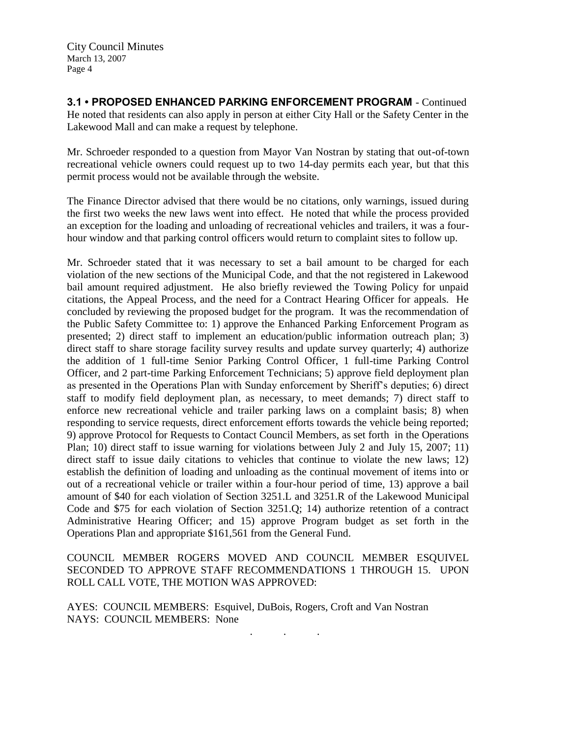**3.1 • PROPOSED ENHANCED PARKING ENFORCEMENT PROGRAM** - Continued
He noted that residents can also apply in person at either City Hall or the Safety Center in the Lakewood Mall and can make a request by telephone.

Mr. Schroeder responded to a question from Mayor Van Nostran by stating that out-of-town recreational vehicle owners could request up to two 14-day permits each year, but that this permit process would not be available through the website.

The Finance Director advised that there would be no citations, only warnings, issued during the first two weeks the new laws went into effect. He noted that while the process provided an exception for the loading and unloading of recreational vehicles and trailers, it was a four-hour window and that parking control officers would return to complaint sites to follow up.

Mr. Schroeder stated that it was necessary to set a bail amount to be charged for each violation of the new sections of the Municipal Code, and that the not registered in Lakewood bail amount required adjustment. He also briefly reviewed the Towing Policy for unpaid citations, the Appeal Process, and the need for a Contract Hearing Officer for appeals. He concluded by reviewing the proposed budget for the program. It was the recommendation of the Public Safety Committee to: 1) approve the Enhanced Parking Enforcement Program as presented; 2) direct staff to implement an education/public information outreach plan; 3) direct staff to share storage facility survey results and update survey quarterly; 4) authorize the addition of 1 full-time Senior Parking Control Officer, 1 full-time Parking Control Officer, and 2 part-time Parking Enforcement Technicians; 5) approve field deployment plan as presented in the Operations Plan with Sunday enforcement by Sheriff's deputies; 6) direct staff to modify field deployment plan, as necessary, to meet demands; 7) direct staff to enforce new recreational vehicle and trailer parking laws on a complaint basis; 8) when responding to service requests, direct enforcement efforts towards the vehicle being reported; 9) approve Protocol for Requests to Contact Council Members, as set forth in the Operations Plan; 10) direct staff to issue warning for violations between July 2 and July 15, 2007; 11) direct staff to issue daily citations to vehicles that continue to violate the new laws; 12) establish the definition of loading and unloading as the continual movement of items into or out of a recreational vehicle or trailer within a four-hour period of time, 13) approve a bail amount of $40 for each violation of Section 3251.L and 3251.R of the Lakewood Municipal Code and $75 for each violation of Section 3251.Q; 14) authorize retention of a contract Administrative Hearing Officer; and 15) approve Program budget as set forth in the Operations Plan and appropriate $161,561 from the General Fund.

COUNCIL MEMBER ROGERS MOVED AND COUNCIL MEMBER ESQUIVEL SECONDED TO APPROVE STAFF RECOMMENDATIONS 1 THROUGH 15. UPON ROLL CALL VOTE, THE MOTION WAS APPROVED:

AYES: COUNCIL MEMBERS: Esquivel, DuBois, Rogers, Croft and Van Nostran
NAYS: COUNCIL MEMBERS: None

. . .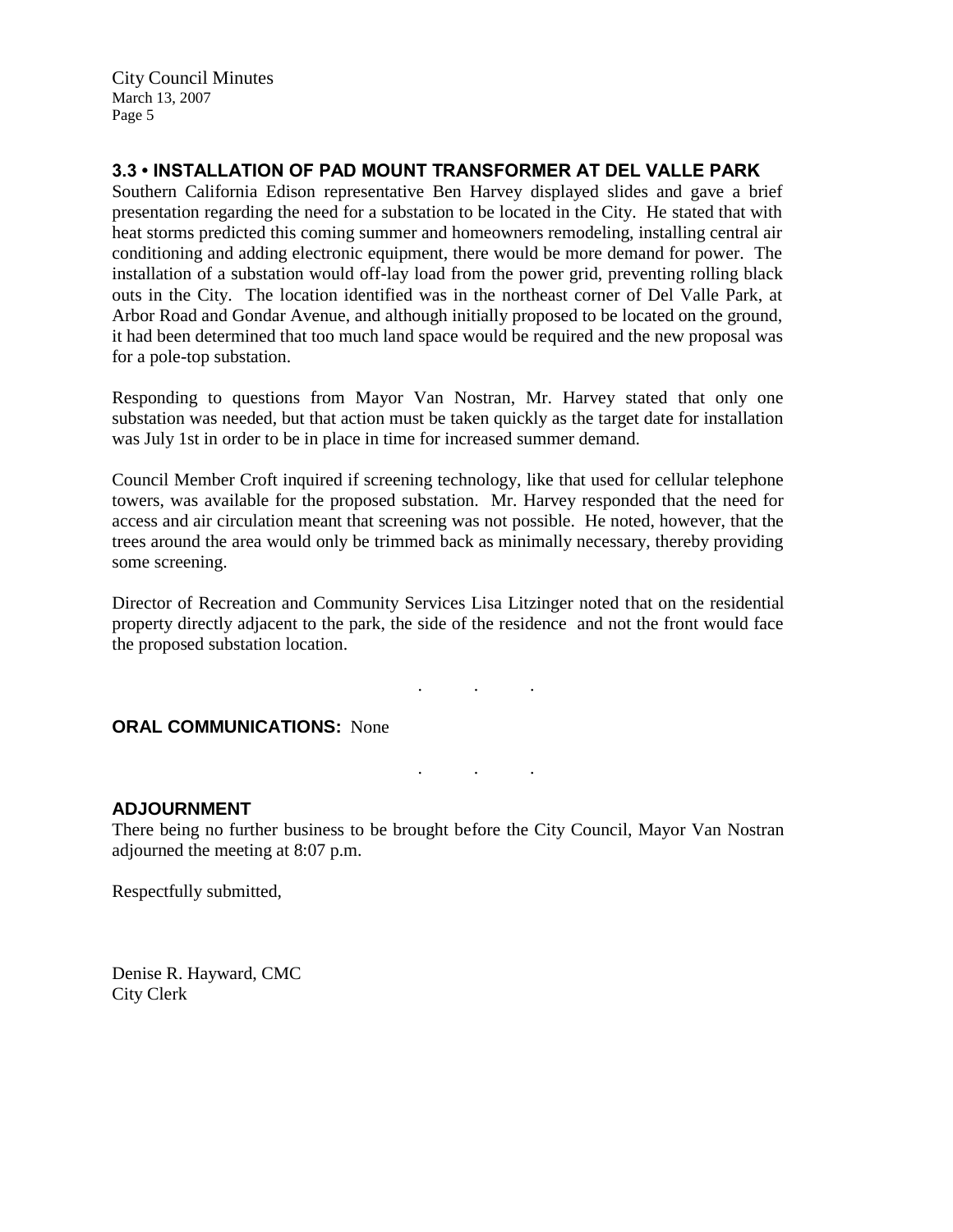### 3.3 • INSTALLATION OF PAD MOUNT TRANSFORMER AT DEL VALLE PARK

Southern California Edison representative Ben Harvey displayed slides and gave a brief presentation regarding the need for a substation to be located in the City. He stated that with heat storms predicted this coming summer and homeowners remodeling, installing central air conditioning and adding electronic equipment, there would be more demand for power. The installation of a substation would off-lay load from the power grid, preventing rolling black outs in the City. The location identified was in the northeast corner of Del Valle Park, at Arbor Road and Gondar Avenue, and although initially proposed to be located on the ground, it had been determined that too much land space would be required and the new proposal was for a pole-top substation.

Responding to questions from Mayor Van Nostran, Mr. Harvey stated that only one substation was needed, but that action must be taken quickly as the target date for installation was July 1st in order to be in place in time for increased summer demand.

Council Member Croft inquired if screening technology, like that used for cellular telephone towers, was available for the proposed substation. Mr. Harvey responded that the need for access and air circulation meant that screening was not possible. He noted, however, that the trees around the area would only be trimmed back as minimally necessary, thereby providing some screening.

Director of Recreation and Community Services Lisa Litzinger noted that on the residential property directly adjacent to the park, the side of the residence and not the front would face the proposed substation location.

. . .

**ORAL COMMUNICATIONS:** None

. . .

### ADJOURNMENT

There being no further business to be brought before the City Council, Mayor Van Nostran adjourned the meeting at 8:07 p.m.

Respectfully submitted,

Denise R. Hayward, CMC
City Clerk